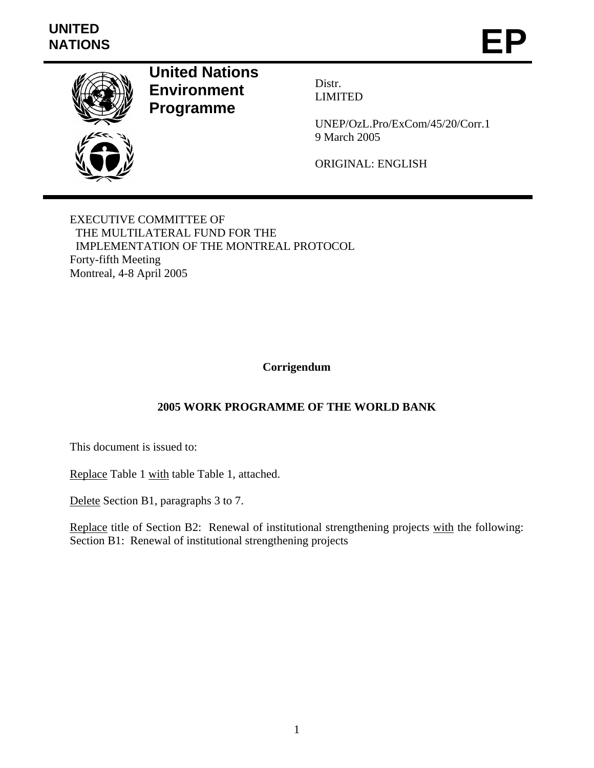UNITED NATIONS

# EP

**United Nations Environment Programme**

Distr.
LIMITED

UNEP/OzL.Pro/ExCom/45/20/Corr.1
9 March 2005

ORIGINAL: ENGLISH

EXECUTIVE COMMITTEE OF
THE MULTILATERAL FUND FOR THE
IMPLEMENTATION OF THE MONTREAL PROTOCOL
Forty-fifth Meeting
Montreal, 4-8 April 2005

**Corrigendum**

**2005 WORK PROGRAMME OF THE WORLD BANK**

This document is issued to:

Replace Table 1 with table Table 1, attached.

Delete Section B1, paragraphs 3 to 7.

Replace title of Section B2: Renewal of institutional strengthening projects with the following: Section B1: Renewal of institutional strengthening projects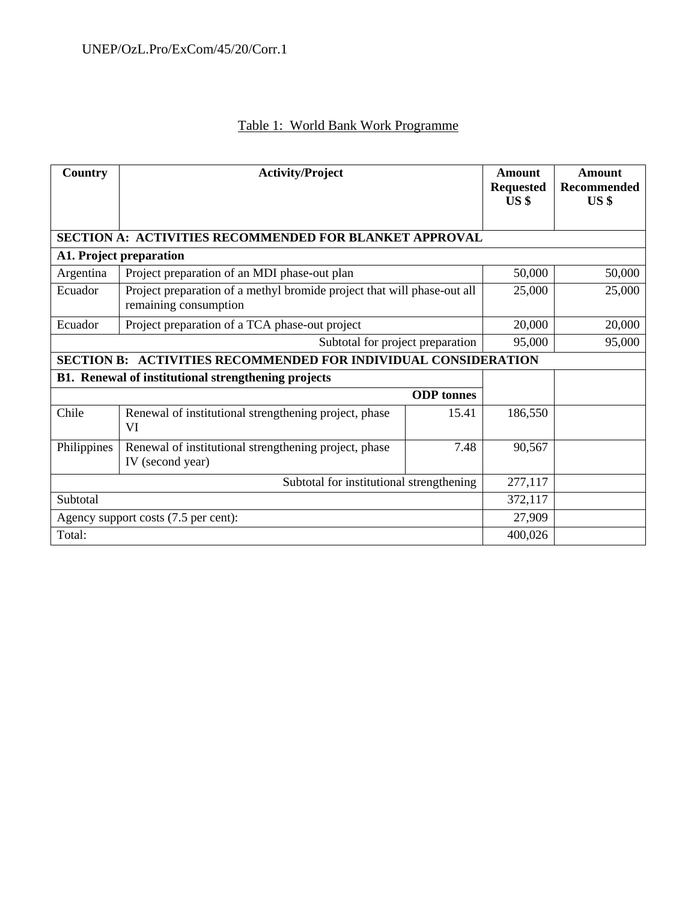Table 1: World Bank Work Programme

| Country | Activity/Project | | Amount Requested US $ | Amount Recommended US $ |
|---|---|---|---|---|
| **SECTION A: ACTIVITIES RECOMMENDED FOR BLANKET APPROVAL** | | | | |
| **A1. Project preparation** | | | | |
| Argentina | Project preparation of an MDI phase-out plan | | 50,000 | 50,000 |
| Ecuador | Project preparation of a methyl bromide project that will phase-out all remaining consumption | | 25,000 | 25,000 |
| Ecuador | Project preparation of a TCA phase-out project | | 20,000 | 20,000 |
| | Subtotal for project preparation | | 95,000 | 95,000 |
| **SECTION B: ACTIVITIES RECOMMENDED FOR INDIVIDUAL CONSIDERATION** | | | | |
| **B1. Renewal of institutional strengthening projects** | | | | |
| | | **ODP tonnes** | | |
| Chile | Renewal of institutional strengthening project, phase VI | 15.41 | 186,550 | |
| Philippines | Renewal of institutional strengthening project, phase IV (second year) | 7.48 | 90,567 | |
| | Subtotal for institutional strengthening | | 277,117 | |
| Subtotal | | | 372,117 | |
| Agency support costs (7.5 per cent): | | | 27,909 | |
| Total: | | | 400,026 | |